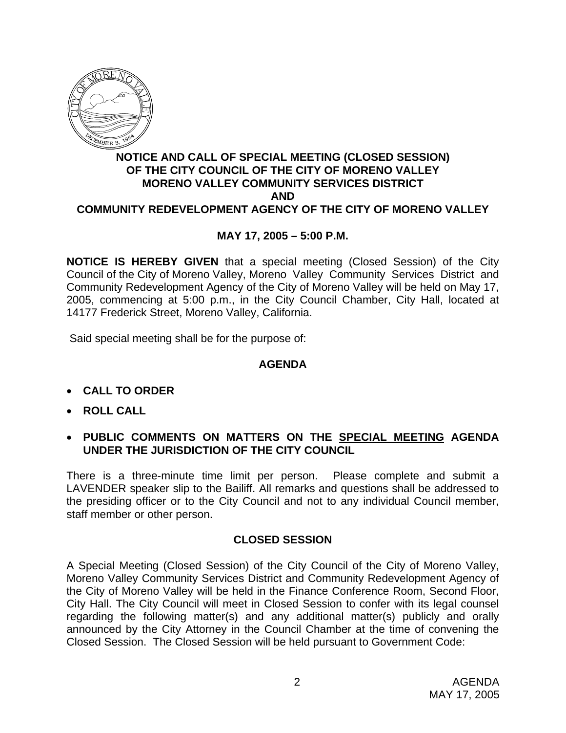**NOTICE AND CALL OF SPECIAL MEETING (CLOSED SESSION) OF THE CITY COUNCIL OF THE CITY OF MORENO VALLEY MORENO VALLEY COMMUNITY SERVICES DISTRICT AND COMMUNITY REDEVELOPMENT AGENCY OF THE CITY OF MORENO VALLEY**

**MAY 17, 2005 – 5:00 P.M.**

**NOTICE IS HEREBY GIVEN** that a special meeting (Closed Session) of the City Council of the City of Moreno Valley, Moreno Valley Community Services District and Community Redevelopment Agency of the City of Moreno Valley will be held on May 17, 2005, commencing at 5:00 p.m., in the City Council Chamber, City Hall, located at 14177 Frederick Street, Moreno Valley, California.

Said special meeting shall be for the purpose of:

**AGENDA**

- **CALL TO ORDER**
- **ROLL CALL**
- **PUBLIC COMMENTS ON MATTERS ON THE SPECIAL MEETING AGENDA UNDER THE JURISDICTION OF THE CITY COUNCIL**

There is a three-minute time limit per person. Please complete and submit a LAVENDER speaker slip to the Bailiff. All remarks and questions shall be addressed to the presiding officer or to the City Council and not to any individual Council member, staff member or other person.

**CLOSED SESSION**

A Special Meeting (Closed Session) of the City Council of the City of Moreno Valley, Moreno Valley Community Services District and Community Redevelopment Agency of the City of Moreno Valley will be held in the Finance Conference Room, Second Floor, City Hall. The City Council will meet in Closed Session to confer with its legal counsel regarding the following matter(s) and any additional matter(s) publicly and orally announced by the City Attorney in the Council Chamber at the time of convening the Closed Session. The Closed Session will be held pursuant to Government Code: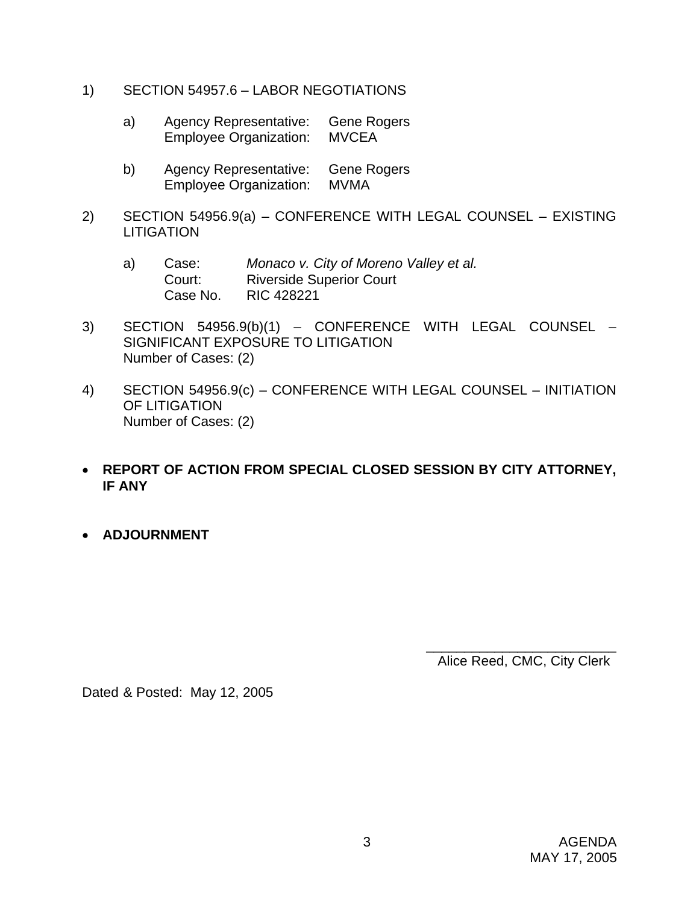1) SECTION 54957.6 – LABOR NEGOTIATIONS

   a) Agency Representative: Gene Rogers
      Employee Organization: MVCEA

   b) Agency Representative: Gene Rogers
      Employee Organization: MVMA

2) SECTION 54956.9(a) – CONFERENCE WITH LEGAL COUNSEL – EXISTING LITIGATION

   a) Case: *Monaco v. City of Moreno Valley et al.*
      Court: Riverside Superior Court
      Case No. RIC 428221

3) SECTION 54956.9(b)(1) – CONFERENCE WITH LEGAL COUNSEL – SIGNIFICANT EXPOSURE TO LITIGATION
   Number of Cases: (2)

4) SECTION 54956.9(c) – CONFERENCE WITH LEGAL COUNSEL – INITIATION OF LITIGATION
   Number of Cases: (2)

- **REPORT OF ACTION FROM SPECIAL CLOSED SESSION BY CITY ATTORNEY, IF ANY**

- **ADJOURNMENT**

\_\_\_\_\_\_\_\_\_\_\_\_\_\_\_\_\_\_\_\_\_\_\_\_\_\_
Alice Reed, CMC, City Clerk

Dated & Posted: May 12, 2005